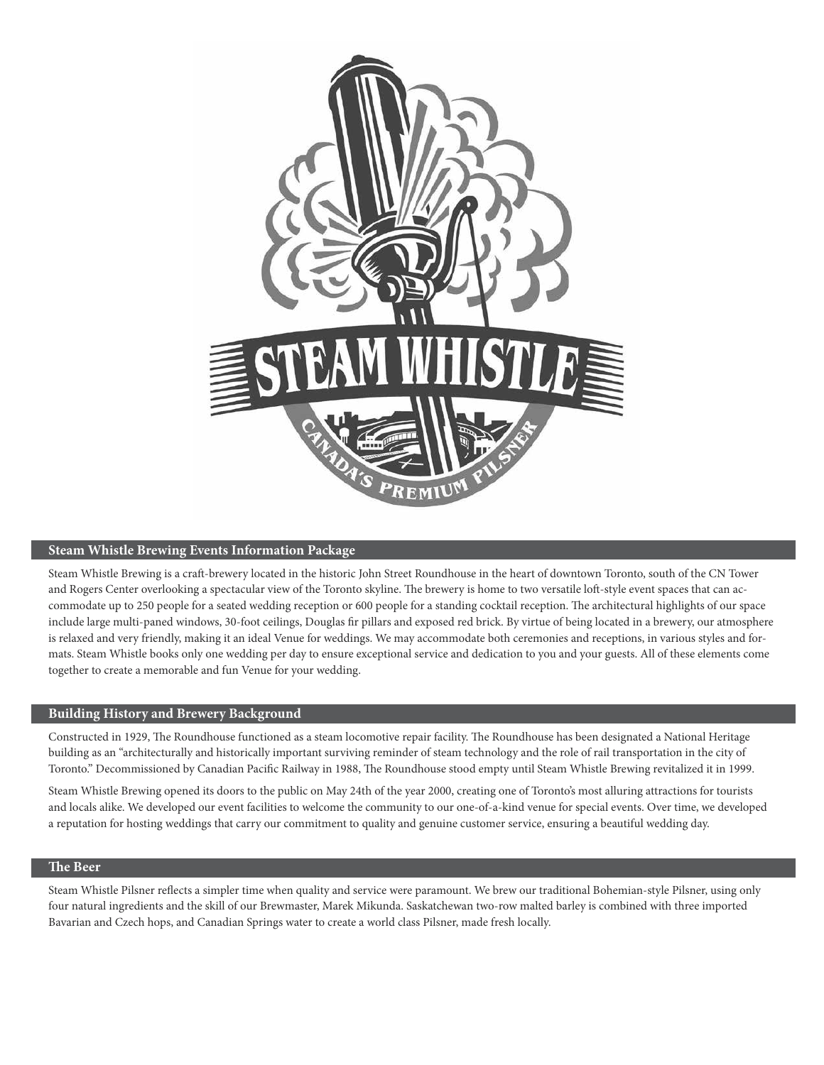## Steam Whistle Brewing Events Information Package

Steam Whistle Brewing is a craft-brewery located in the historic John Street Roundhouse in the heart of downtown Toronto, south of the CN Tower and Rogers Center overlooking a spectacular view of the Toronto skyline. The brewery is home to two versatile loft-style event spaces that can accommodate up to 250 people for a seated wedding reception or 600 people for a standing cocktail reception. The architectural highlights of our space include large multi-paned windows, 30-foot ceilings, Douglas fir pillars and exposed red brick. By virtue of being located in a brewery, our atmosphere is relaxed and very friendly, making it an ideal Venue for weddings. We may accommodate both ceremonies and receptions, in various styles and formats. Steam Whistle books only one wedding per day to ensure exceptional service and dedication to you and your guests. All of these elements come together to create a memorable and fun Venue for your wedding.

## Building History and Brewery Background

Constructed in 1929, The Roundhouse functioned as a steam locomotive repair facility. The Roundhouse has been designated a National Heritage building as an "architecturally and historically important surviving reminder of steam technology and the role of rail transportation in the city of Toronto." Decommissioned by Canadian Pacific Railway in 1988, The Roundhouse stood empty until Steam Whistle Brewing revitalized it in 1999.

Steam Whistle Brewing opened its doors to the public on May 24th of the year 2000, creating one of Toronto's most alluring attractions for tourists and locals alike. We developed our event facilities to welcome the community to our one-of-a-kind venue for special events. Over time, we developed a reputation for hosting weddings that carry our commitment to quality and genuine customer service, ensuring a beautiful wedding day.

## The Beer

Steam Whistle Pilsner reflects a simpler time when quality and service were paramount. We brew our traditional Bohemian-style Pilsner, using only four natural ingredients and the skill of our Brewmaster, Marek Mikunda. Saskatchewan two-row malted barley is combined with three imported Bavarian and Czech hops, and Canadian Springs water to create a world class Pilsner, made fresh locally.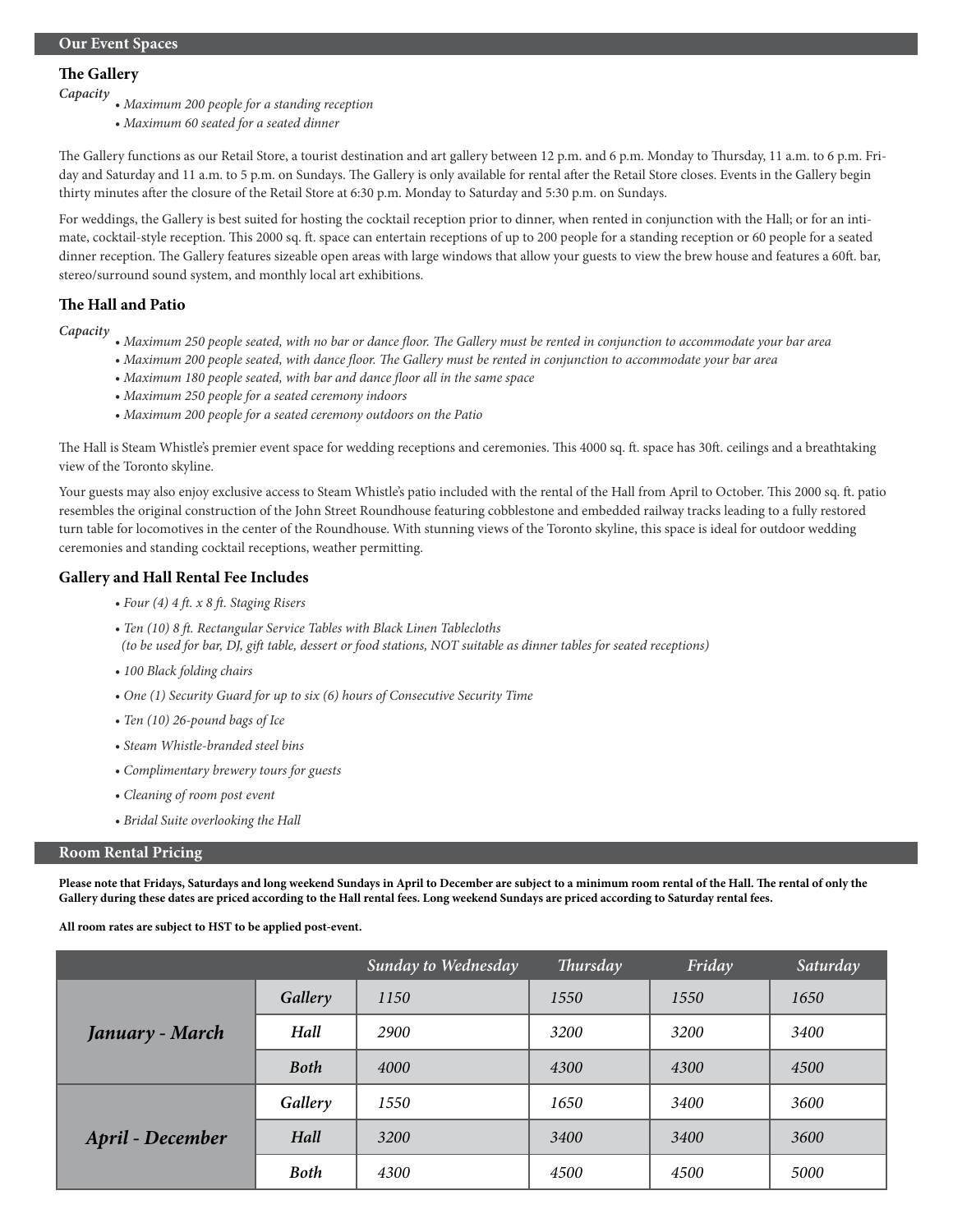## Our Event Spaces

### The Gallery

*Capacity*

- *Maximum 200 people for a standing reception*
- *Maximum 60 seated for a seated dinner*

The Gallery functions as our Retail Store, a tourist destination and art gallery between 12 p.m. and 6 p.m. Monday to Thursday, 11 a.m. to 6 p.m. Friday and Saturday and 11 a.m. to 5 p.m. on Sundays. The Gallery is only available for rental after the Retail Store closes. Events in the Gallery begin thirty minutes after the closure of the Retail Store at 6:30 p.m. Monday to Saturday and 5:30 p.m. on Sundays.

For weddings, the Gallery is best suited for hosting the cocktail reception prior to dinner, when rented in conjunction with the Hall; or for an intimate, cocktail-style reception. This 2000 sq. ft. space can entertain receptions of up to 200 people for a standing reception or 60 people for a seated dinner reception. The Gallery features sizeable open areas with large windows that allow your guests to view the brew house and features a 60ft. bar, stereo/surround sound system, and monthly local art exhibitions.

### The Hall and Patio

*Capacity*

- *Maximum 250 people seated, with no bar or dance floor. The Gallery must be rented in conjunction to accommodate your bar area*
- *Maximum 200 people seated, with dance floor. The Gallery must be rented in conjunction to accommodate your bar area*
- *Maximum 180 people seated, with bar and dance floor all in the same space*
- *Maximum 250 people for a seated ceremony indoors*
- *Maximum 200 people for a seated ceremony outdoors on the Patio*

The Hall is Steam Whistle's premier event space for wedding receptions and ceremonies. This 4000 sq. ft. space has 30ft. ceilings and a breathtaking view of the Toronto skyline.

Your guests may also enjoy exclusive access to Steam Whistle's patio included with the rental of the Hall from April to October. This 2000 sq. ft. patio resembles the original construction of the John Street Roundhouse featuring cobblestone and embedded railway tracks leading to a fully restored turn table for locomotives in the center of the Roundhouse. With stunning views of the Toronto skyline, this space is ideal for outdoor wedding ceremonies and standing cocktail receptions, weather permitting.

### Gallery and Hall Rental Fee Includes

- *Four (4) 4 ft. x 8 ft. Staging Risers*
- *Ten (10) 8 ft. Rectangular Service Tables with Black Linen Tablecloths (to be used for bar, DJ, gift table, dessert or food stations, NOT suitable as dinner tables for seated receptions)*
- *100 Black folding chairs*
- *One (1) Security Guard for up to six (6) hours of Consecutive Security Time*
- *Ten (10) 26-pound bags of Ice*
- *Steam Whistle-branded steel bins*
- *Complimentary brewery tours for guests*
- *Cleaning of room post event*
- *Bridal Suite overlooking the Hall*

## Room Rental Pricing

**Please note that Fridays, Saturdays and long weekend Sundays in April to December are subject to a minimum room rental of the Hall. The rental of only the Gallery during these dates are priced according to the Hall rental fees. Long weekend Sundays are priced according to Saturday rental fees.**

**All room rates are subject to HST to be applied post-event.**

| | | *Sunday to Wednesday* | *Thursday* | *Friday* | *Saturday* |
|---|---|---|---|---|---|
| ***January - March*** | ***Gallery*** | *1150* | *1550* | *1550* | *1650* |
| | ***Hall*** | *2900* | *3200* | *3200* | *3400* |
| | ***Both*** | *4000* | *4300* | *4300* | *4500* |
| ***April - December*** | ***Gallery*** | *1550* | *1650* | *3400* | *3600* |
| | ***Hall*** | *3200* | *3400* | *3400* | *3600* |
| | ***Both*** | *4300* | *4500* | *4500* | *5000* |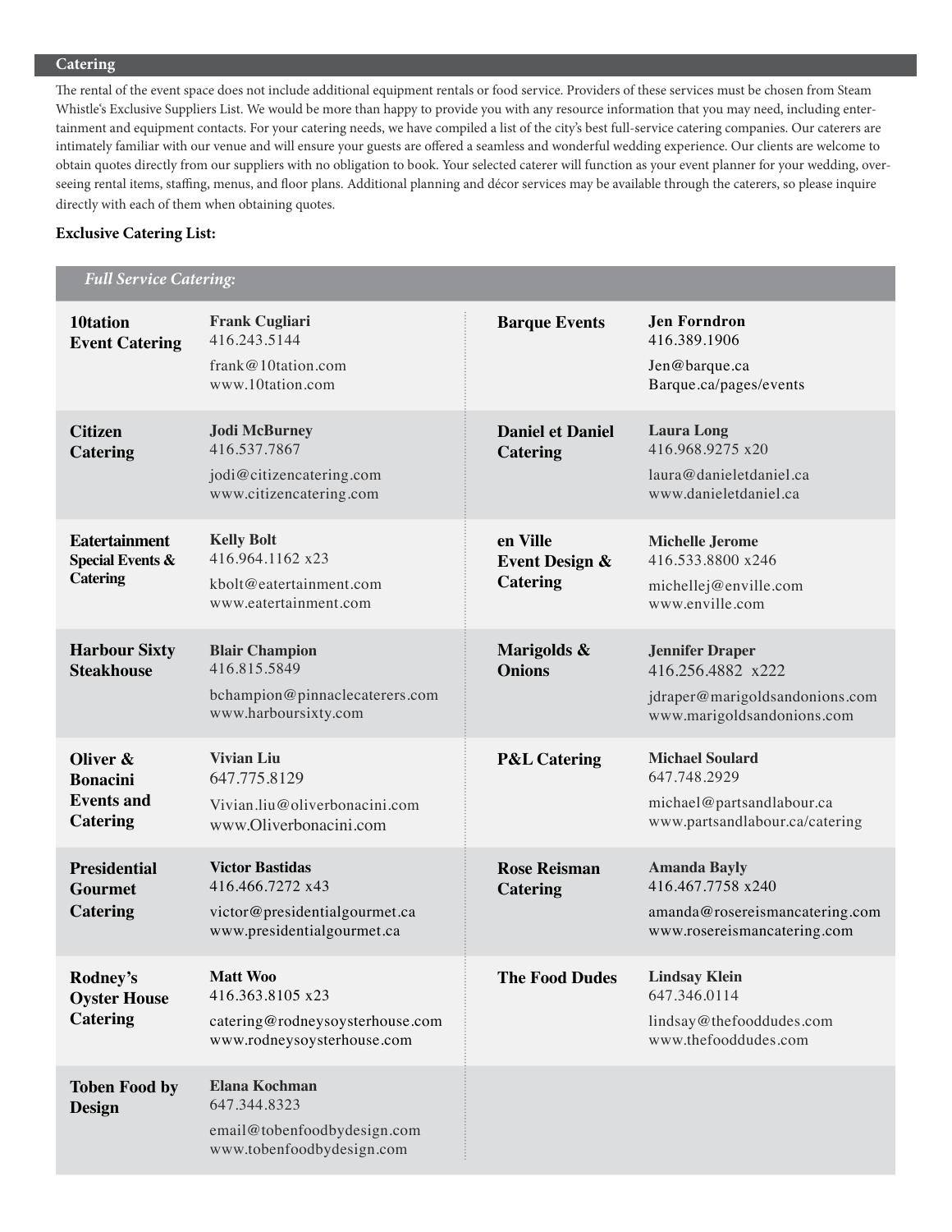## Catering

The rental of the event space does not include additional equipment rentals or food service. Providers of these services must be chosen from Steam Whistle's Exclusive Suppliers List. We would be more than happy to provide you with any resource information that you may need, including entertainment and equipment contacts. For your catering needs, we have compiled a list of the city's best full-service catering companies. Our caterers are intimately familiar with our venue and will ensure your guests are offered a seamless and wonderful wedding experience. Our clients are welcome to obtain quotes directly from our suppliers with no obligation to book. Your selected caterer will function as your event planner for your wedding, overseeing rental items, staffing, menus, and floor plans. Additional planning and décor services may be available through the caterers, so please inquire directly with each of them when obtaining quotes.

**Exclusive Catering List:**

### *Full Service Catering:*

| Caterer | Contact | Caterer | Contact |
|---|---|---|---|
| **10tation Event Catering** | **Frank Cugliari**<br>416.243.5144<br>frank@10tation.com<br>www.10tation.com | **Barque Events** | **Jen Forndron**<br>416.389.1906<br>Jen@barque.ca<br>Barque.ca/pages/events |
| **Citizen Catering** | **Jodi McBurney**<br>416.537.7867<br>jodi@citizencatering.com<br>www.citizencatering.com | **Daniel et Daniel Catering** | **Laura Long**<br>416.968.9275 x20<br>laura@danieletdaniel.ca<br>www.danieletdaniel.ca |
| **Eatertainment Special Events & Catering** | **Kelly Bolt**<br>416.964.1162 x23<br>kbolt@eatertainment.com<br>www.eatertainment.com | **en Ville Event Design & Catering** | **Michelle Jerome**<br>416.533.8800 x246<br>michellej@enville.com<br>www.enville.com |
| **Harbour Sixty Steakhouse** | **Blair Champion**<br>416.815.5849<br>bchampion@pinnaclecaterers.com<br>www.harboursixty.com | **Marigolds & Onions** | **Jennifer Draper**<br>416.256.4882 x222<br>jdraper@marigoldsandonions.com<br>www.marigoldsandonions.com |
| **Oliver & Bonacini Events and Catering** | **Vivian Liu**<br>647.775.8129<br>Vivian.liu@oliverbonacini.com<br>www.Oliverbonacini.com | **P&L Catering** | **Michael Soulard**<br>647.748.2929<br>michael@partsandlabour.ca<br>www.partsandlabour.ca/catering |
| **Presidential Gourmet Catering** | **Victor Bastidas**<br>416.466.7272 x43<br>victor@presidentialgourmet.ca<br>www.presidentialgourmet.ca | **Rose Reisman Catering** | **Amanda Bayly**<br>416.467.7758 x240<br>amanda@rosereismancatering.com<br>www.rosereismancatering.com |
| **Rodney's Oyster House Catering** | **Matt Woo**<br>416.363.8105 x23<br>catering@rodneysoysterhouse.com<br>www.rodneysoysterhouse.com | **The Food Dudes** | **Lindsay Klein**<br>647.346.0114<br>lindsay@thefooddudes.com<br>www.thefooddudes.com |
| **Toben Food by Design** | **Elana Kochman**<br>647.344.8323<br>email@tobenfoodbydesign.com<br>www.tobenfoodbydesign.com | | |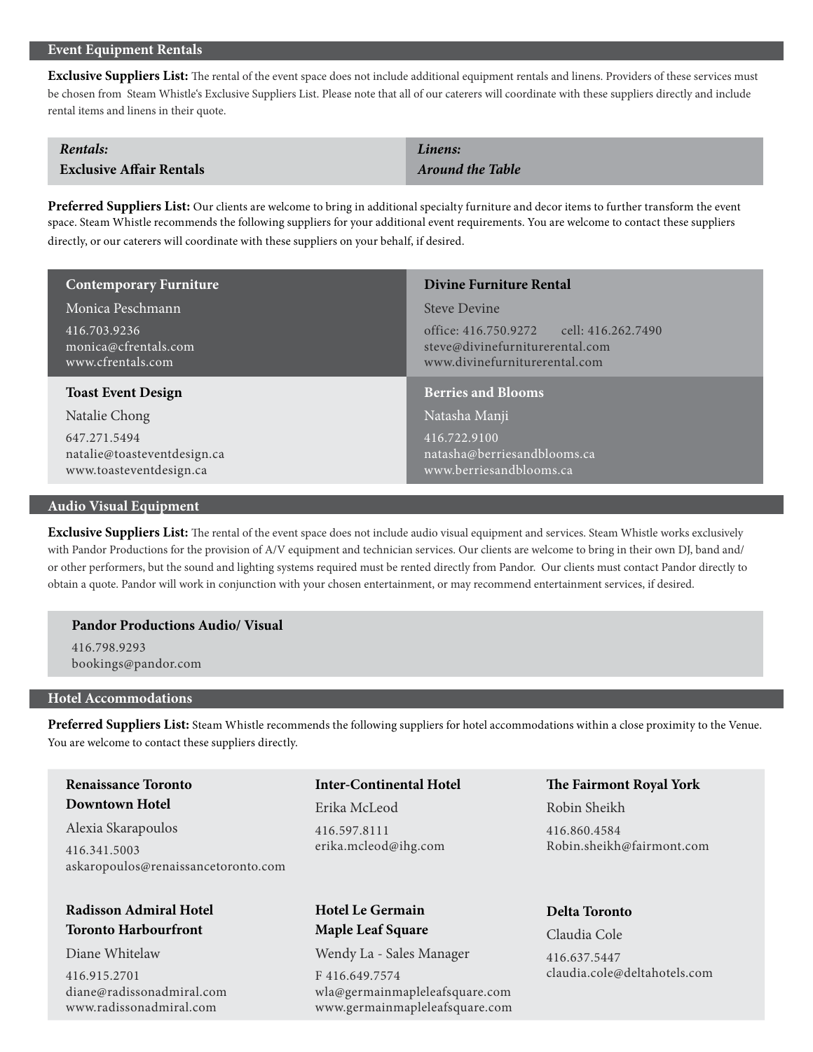## Event Equipment Rentals

**Exclusive Suppliers List:** The rental of the event space does not include additional equipment rentals and linens. Providers of these services must be chosen from Steam Whistle's Exclusive Suppliers List. Please note that all of our caterers will coordinate with these suppliers directly and include rental items and linens in their quote.

| *Rentals:* | *Linens:* |
|---|---|
| **Exclusive Affair Rentals** | ***Around the Table*** |

**Preferred Suppliers List:** Our clients are welcome to bring in additional specialty furniture and decor items to further transform the event space. Steam Whistle recommends the following suppliers for your additional event requirements. You are welcome to contact these suppliers directly, or our caterers will coordinate with these suppliers on your behalf, if desired.

**Contemporary Furniture**
Monica Peschmann
416.703.9236
monica@cfrentals.com
www.cfrentals.com

**Divine Furniture Rental**
Steve Devine
office: 416.750.9272 cell: 416.262.7490
steve@divinefurniturerental.com
www.divinefurniturerental.com

**Toast Event Design**
Natalie Chong
647.271.5494
natalie@toasteventdesign.ca
www.toasteventdesign.ca

**Berries and Blooms**
Natasha Manji
416.722.9100
natasha@berriesandblooms.ca
www.berriesandblooms.ca

## Audio Visual Equipment

**Exclusive Suppliers List:** The rental of the event space does not include audio visual equipment and services. Steam Whistle works exclusively with Pandor Productions for the provision of A/V equipment and technician services. Our clients are welcome to bring in their own DJ, band and/or other performers, but the sound and lighting systems required must be rented directly from Pandor. Our clients must contact Pandor directly to obtain a quote. Pandor will work in conjunction with your chosen entertainment, or may recommend entertainment services, if desired.

**Pandor Productions Audio/ Visual**
416.798.9293
bookings@pandor.com

## Hotel Accommodations

**Preferred Suppliers List:** Steam Whistle recommends the following suppliers for hotel accommodations within a close proximity to the Venue. You are welcome to contact these suppliers directly.

**Renaissance Toronto Downtown Hotel**
Alexia Skarapoulos
416.341.5003
askaropoulos@renaissancetoronto.com

**Inter-Continental Hotel**
Erika McLeod
416.597.8111
erika.mcleod@ihg.com

**The Fairmont Royal York**
Robin Sheikh
416.860.4584
Robin.sheikh@fairmont.com

**Radisson Admiral Hotel Toronto Harbourfront**
Diane Whitelaw
416.915.2701
diane@radissonadmiral.com
www.radissonadmiral.com

**Hotel Le Germain Maple Leaf Square**
Wendy La - Sales Manager
F 416.649.7574
wla@germainmapleleafsquare.com
www.germainmapleleafsquare.com

**Delta Toronto**
Claudia Cole
416.637.5447
claudia.cole@deltahotels.com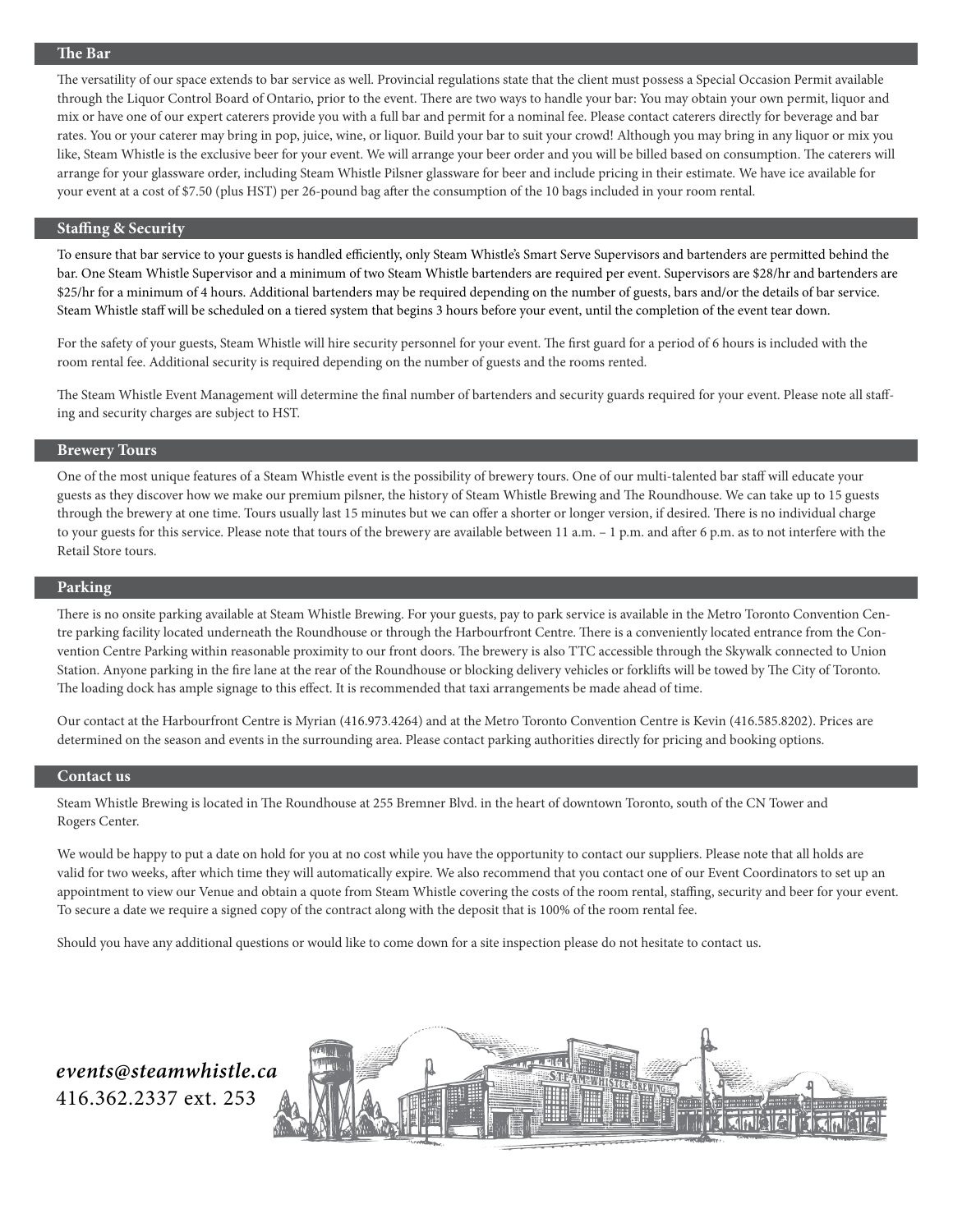## The Bar

The versatility of our space extends to bar service as well. Provincial regulations state that the client must possess a Special Occasion Permit available through the Liquor Control Board of Ontario, prior to the event. There are two ways to handle your bar: You may obtain your own permit, liquor and mix or have one of our expert caterers provide you with a full bar and permit for a nominal fee. Please contact caterers directly for beverage and bar rates. You or your caterer may bring in pop, juice, wine, or liquor. Build your bar to suit your crowd! Although you may bring in any liquor or mix you like, Steam Whistle is the exclusive beer for your event. We will arrange your beer order and you will be billed based on consumption. The caterers will arrange for your glassware order, including Steam Whistle Pilsner glassware for beer and include pricing in their estimate. We have ice available for your event at a cost of $7.50 (plus HST) per 26-pound bag after the consumption of the 10 bags included in your room rental.

## Staffing & Security

To ensure that bar service to your guests is handled efficiently, only Steam Whistle's Smart Serve Supervisors and bartenders are permitted behind the bar. One Steam Whistle Supervisor and a minimum of two Steam Whistle bartenders are required per event. Supervisors are $28/hr and bartenders are $25/hr for a minimum of 4 hours. Additional bartenders may be required depending on the number of guests, bars and/or the details of bar service. Steam Whistle staff will be scheduled on a tiered system that begins 3 hours before your event, until the completion of the event tear down.

For the safety of your guests, Steam Whistle will hire security personnel for your event. The first guard for a period of 6 hours is included with the room rental fee. Additional security is required depending on the number of guests and the rooms rented.

The Steam Whistle Event Management will determine the final number of bartenders and security guards required for your event. Please note all staffing and security charges are subject to HST.

## Brewery Tours

One of the most unique features of a Steam Whistle event is the possibility of brewery tours. One of our multi-talented bar staff will educate your guests as they discover how we make our premium pilsner, the history of Steam Whistle Brewing and The Roundhouse. We can take up to 15 guests through the brewery at one time. Tours usually last 15 minutes but we can offer a shorter or longer version, if desired. There is no individual charge to your guests for this service. Please note that tours of the brewery are available between 11 a.m. – 1 p.m. and after 6 p.m. as to not interfere with the Retail Store tours.

## Parking

There is no onsite parking available at Steam Whistle Brewing. For your guests, pay to park service is available in the Metro Toronto Convention Centre parking facility located underneath the Roundhouse or through the Harbourfront Centre. There is a conveniently located entrance from the Convention Centre Parking within reasonable proximity to our front doors. The brewery is also TTC accessible through the Skywalk connected to Union Station. Anyone parking in the fire lane at the rear of the Roundhouse or blocking delivery vehicles or forklifts will be towed by The City of Toronto. The loading dock has ample signage to this effect. It is recommended that taxi arrangements be made ahead of time.

Our contact at the Harbourfront Centre is Myrian (416.973.4264) and at the Metro Toronto Convention Centre is Kevin (416.585.8202). Prices are determined on the season and events in the surrounding area. Please contact parking authorities directly for pricing and booking options.

## Contact us

Steam Whistle Brewing is located in The Roundhouse at 255 Bremner Blvd. in the heart of downtown Toronto, south of the CN Tower and Rogers Center.

We would be happy to put a date on hold for you at no cost while you have the opportunity to contact our suppliers. Please note that all holds are valid for two weeks, after which time they will automatically expire. We also recommend that you contact one of our Event Coordinators to set up an appointment to view our Venue and obtain a quote from Steam Whistle covering the costs of the room rental, staffing, security and beer for your event. To secure a date we require a signed copy of the contract along with the deposit that is 100% of the room rental fee.

Should you have any additional questions or would like to come down for a site inspection please do not hesitate to contact us.

***events@steamwhistle.ca***
416.362.2337 ext. 253